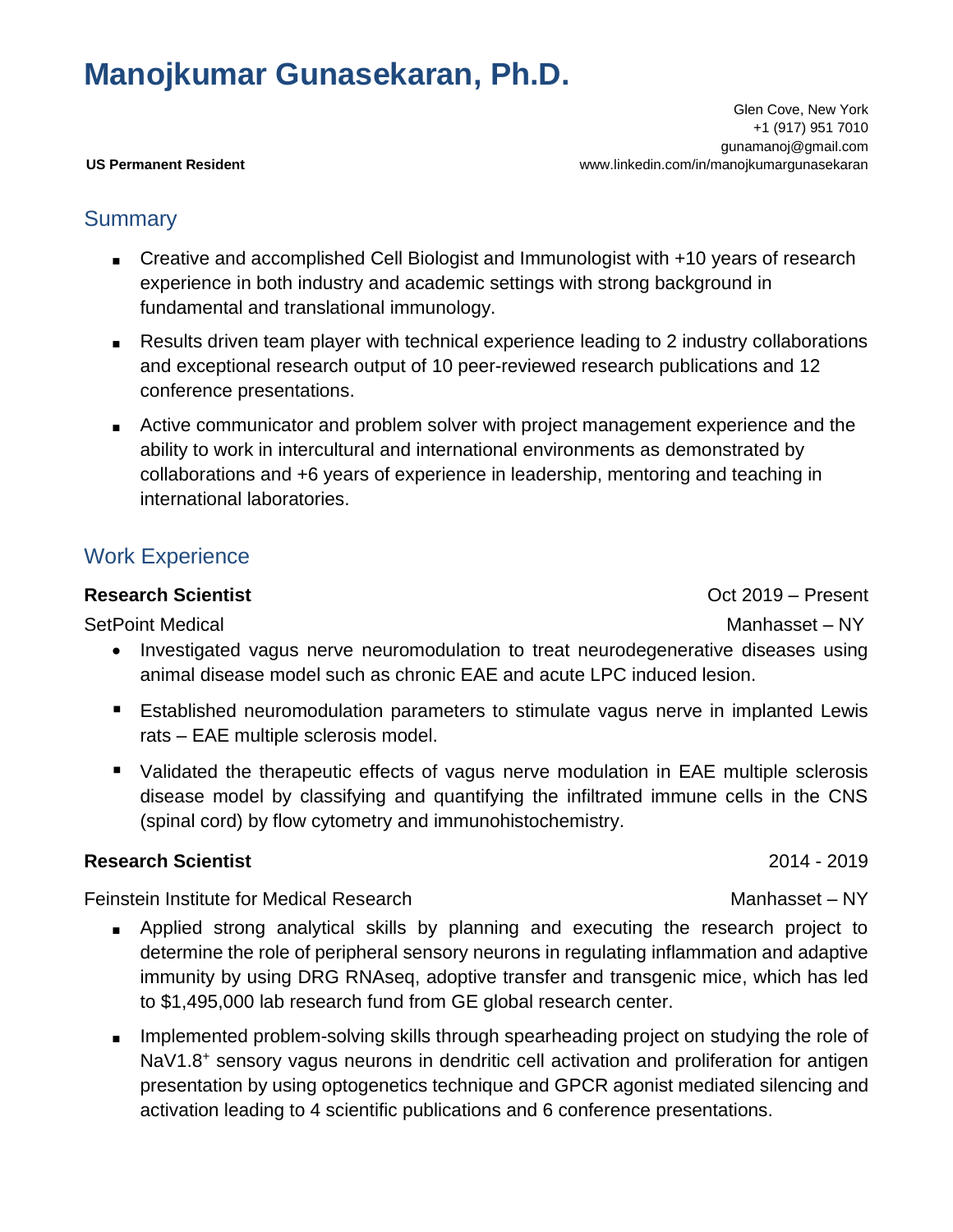# Manojkumar Gunasekaran, Ph.D.

Glen Cove, New York
+1 (917) 951 7010
gunamanoj@gmail.com
www.linkedin.com/in/manojkumargunasekaran

**US Permanent Resident**

## Summary

- Creative and accomplished Cell Biologist and Immunologist with +10 years of research experience in both industry and academic settings with strong background in fundamental and translational immunology.
- Results driven team player with technical experience leading to 2 industry collaborations and exceptional research output of 10 peer-reviewed research publications and 12 conference presentations.
- Active communicator and problem solver with project management experience and the ability to work in intercultural and international environments as demonstrated by collaborations and +6 years of experience in leadership, mentoring and teaching in international laboratories.

## Work Experience

**Research Scientist** — Oct 2019 – Present

SetPoint Medical — Manhasset – NY

- Investigated vagus nerve neuromodulation to treat neurodegenerative diseases using animal disease model such as chronic EAE and acute LPC induced lesion.
- Established neuromodulation parameters to stimulate vagus nerve in implanted Lewis rats – EAE multiple sclerosis model.
- Validated the therapeutic effects of vagus nerve modulation in EAE multiple sclerosis disease model by classifying and quantifying the infiltrated immune cells in the CNS (spinal cord) by flow cytometry and immunohistochemistry.

**Research Scientist** — 2014 - 2019

Feinstein Institute for Medical Research — Manhasset – NY

- Applied strong analytical skills by planning and executing the research project to determine the role of peripheral sensory neurons in regulating inflammation and adaptive immunity by using DRG RNAseq, adoptive transfer and transgenic mice, which has led to $1,495,000 lab research fund from GE global research center.
- Implemented problem-solving skills through spearheading project on studying the role of NaV1.8$^{+}$ sensory vagus neurons in dendritic cell activation and proliferation for antigen presentation by using optogenetics technique and GPCR agonist mediated silencing and activation leading to 4 scientific publications and 6 conference presentations.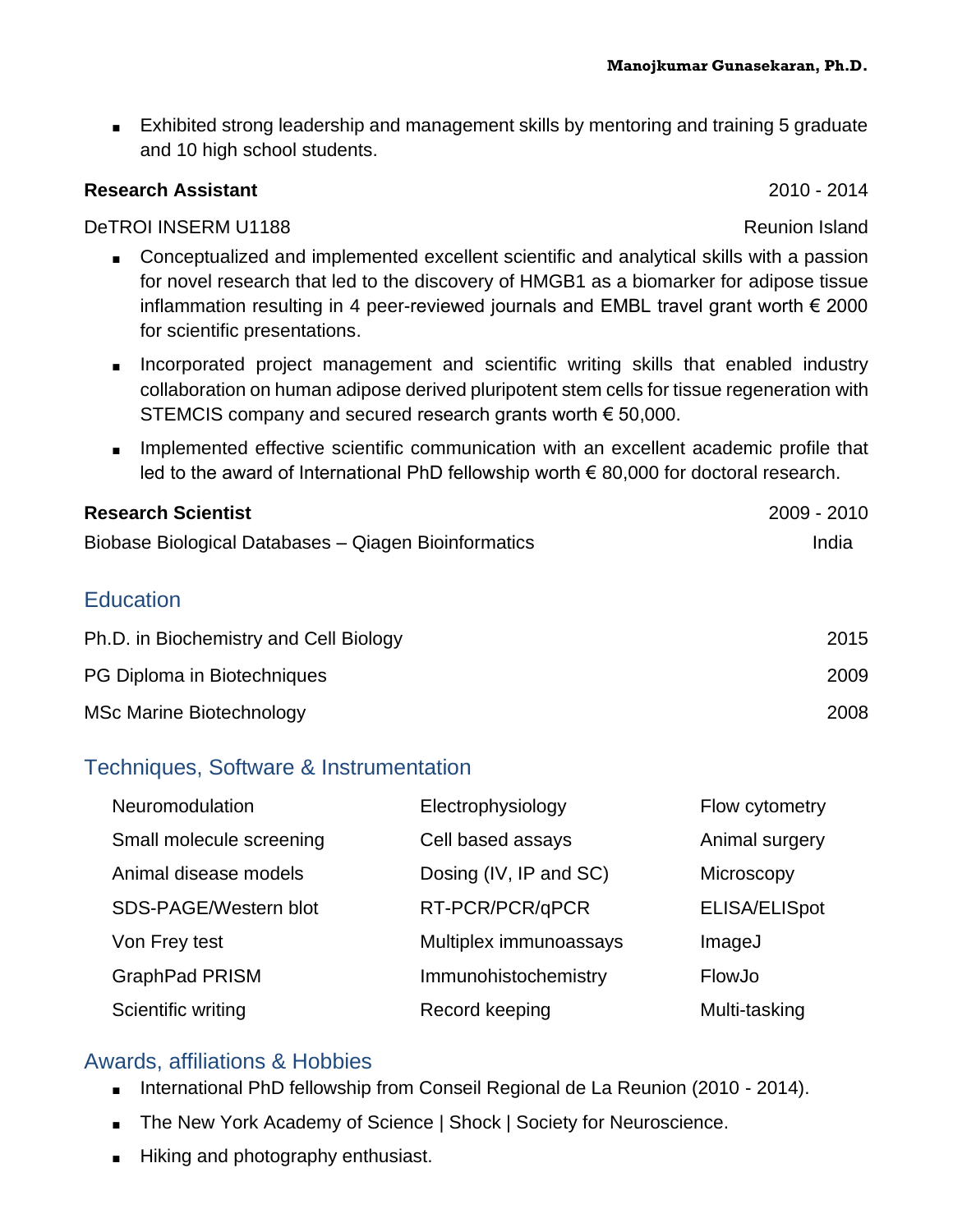- Exhibited strong leadership and management skills by mentoring and training 5 graduate and 10 high school students.

**Research Assistant** 2010 - 2014

DeTROI INSERM U1188 Reunion Island

- Conceptualized and implemented excellent scientific and analytical skills with a passion for novel research that led to the discovery of HMGB1 as a biomarker for adipose tissue inflammation resulting in 4 peer-reviewed journals and EMBL travel grant worth € 2000 for scientific presentations.
- Incorporated project management and scientific writing skills that enabled industry collaboration on human adipose derived pluripotent stem cells for tissue regeneration with STEMCIS company and secured research grants worth € 50,000.
- Implemented effective scientific communication with an excellent academic profile that led to the award of International PhD fellowship worth € 80,000 for doctoral research.

**Research Scientist** 2009 - 2010

Biobase Biological Databases – Qiagen Bioinformatics India

## Education

Ph.D. in Biochemistry and Cell Biology 2015

PG Diploma in Biotechniques 2009

MSc Marine Biotechnology 2008

## Techniques, Software & Instrumentation

| | | |
|---|---|---|
| Neuromodulation | Electrophysiology | Flow cytometry |
| Small molecule screening | Cell based assays | Animal surgery |
| Animal disease models | Dosing (IV, IP and SC) | Microscopy |
| SDS-PAGE/Western blot | RT-PCR/PCR/qPCR | ELISA/ELISpot |
| Von Frey test | Multiplex immunoassays | ImageJ |
| GraphPad PRISM | Immunohistochemistry | FlowJo |
| Scientific writing | Record keeping | Multi-tasking |

## Awards, affiliations & Hobbies

- International PhD fellowship from Conseil Regional de La Reunion (2010 - 2014).
- The New York Academy of Science | Shock | Society for Neuroscience.
- Hiking and photography enthusiast.